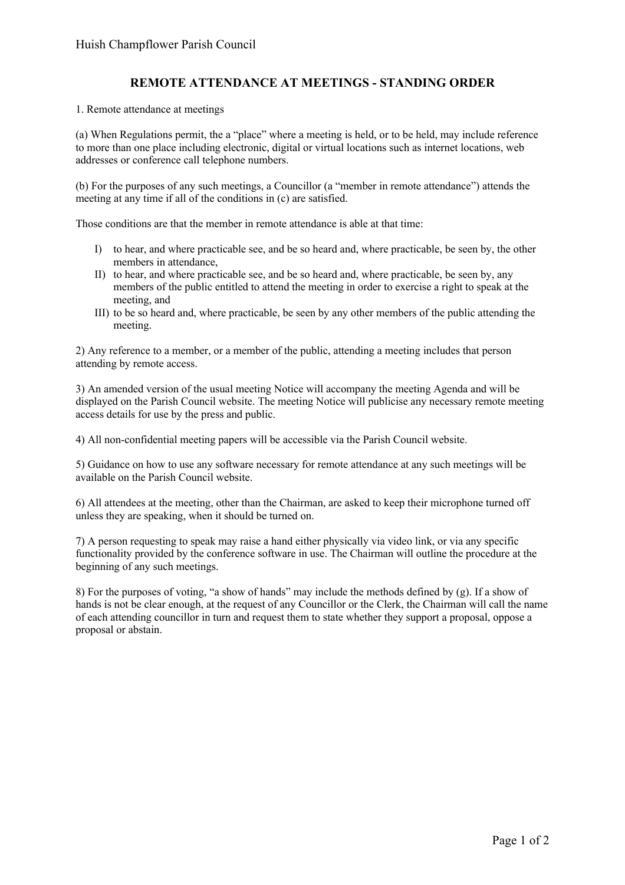Huish Champflower Parish Council

# REMOTE ATTENDANCE AT MEETINGS - STANDING ORDER

1. Remote attendance at meetings

(a) When Regulations permit, the a "place" where a meeting is held, or to be held, may include reference to more than one place including electronic, digital or virtual locations such as internet locations, web addresses or conference call telephone numbers.

(b) For the purposes of any such meetings, a Councillor (a "member in remote attendance") attends the meeting at any time if all of the conditions in (c) are satisfied.

Those conditions are that the member in remote attendance is able at that time:

I) to hear, and where practicable see, and be so heard and, where practicable, be seen by, the other members in attendance,
II) to hear, and where practicable see, and be so heard and, where practicable, be seen by, any members of the public entitled to attend the meeting in order to exercise a right to speak at the meeting, and
III) to be so heard and, where practicable, be seen by any other members of the public attending the meeting.

2) Any reference to a member, or a member of the public, attending a meeting includes that person attending by remote access.

3) An amended version of the usual meeting Notice will accompany the meeting Agenda and will be displayed on the Parish Council website. The meeting Notice will publicise any necessary remote meeting access details for use by the press and public.

4) All non-confidential meeting papers will be accessible via the Parish Council website.

5) Guidance on how to use any software necessary for remote attendance at any such meetings will be available on the Parish Council website.

6) All attendees at the meeting, other than the Chairman, are asked to keep their microphone turned off unless they are speaking, when it should be turned on.

7) A person requesting to speak may raise a hand either physically via video link, or via any specific functionality provided by the conference software in use. The Chairman will outline the procedure at the beginning of any such meetings.

8) For the purposes of voting, "a show of hands" may include the methods defined by (g). If a show of hands is not be clear enough, at the request of any Councillor or the Clerk, the Chairman will call the name of each attending councillor in turn and request them to state whether they support a proposal, oppose a proposal or abstain.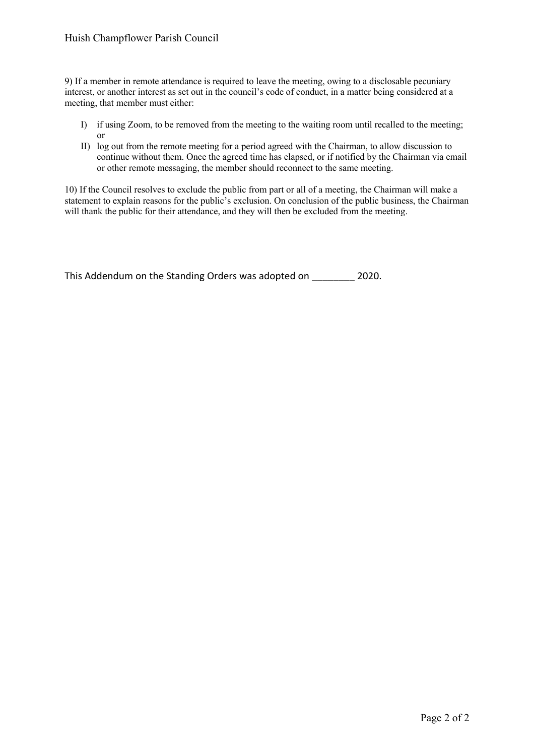9) If a member in remote attendance is required to leave the meeting, owing to a disclosable pecuniary interest, or another interest as set out in the council's code of conduct, in a matter being considered at a meeting, that member must either:

I) if using Zoom, to be removed from the meeting to the waiting room until recalled to the meeting; or

II) log out from the remote meeting for a period agreed with the Chairman, to allow discussion to continue without them. Once the agreed time has elapsed, or if notified by the Chairman via email or other remote messaging, the member should reconnect to the same meeting.

10) If the Council resolves to exclude the public from part or all of a meeting, the Chairman will make a statement to explain reasons for the public's exclusion. On conclusion of the public business, the Chairman will thank the public for their attendance, and they will then be excluded from the meeting.

This Addendum on the Standing Orders was adopted on ________ 2020.